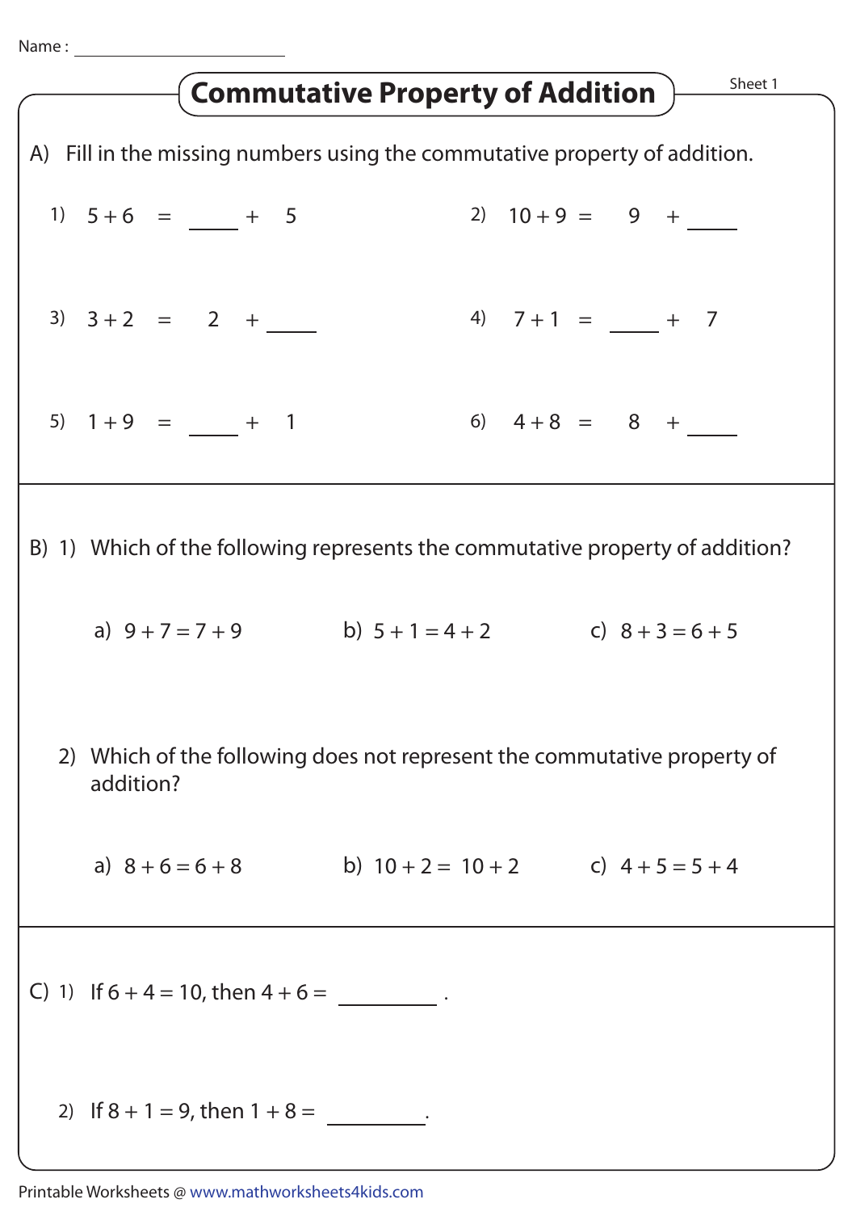Name : ____________________

# Commutative Property of Addition

Sheet 1

A) Fill in the missing numbers using the commutative property of addition.

1) $5 + 6 = \underline{\quad\quad} + 5$

2) $10 + 9 = 9 + \underline{\quad\quad}$

3) $3 + 2 = 2 + \underline{\quad\quad}$

4) $7 + 1 = \underline{\quad\quad} + 7$

5) $1 + 9 = \underline{\quad\quad} + 1$

6) $4 + 8 = 8 + \underline{\quad\quad}$

B) 1) Which of the following represents the commutative property of addition?

a) $9 + 7 = 7 + 9$ b) $5 + 1 = 4 + 2$ c) $8 + 3 = 6 + 5$

2) Which of the following does not represent the commutative property of addition?

a) $8 + 6 = 6 + 8$ b) $10 + 2 = 10 + 2$ c) $4 + 5 = 5 + 4$

C) 1) If $6 + 4 = 10$, then $4 + 6 = \underline{\quad\quad\quad}$ .

2) If $8 + 1 = 9$, then $1 + 8 = \underline{\quad\quad\quad}$.

Printable Worksheets @ www.mathworksheets4kids.com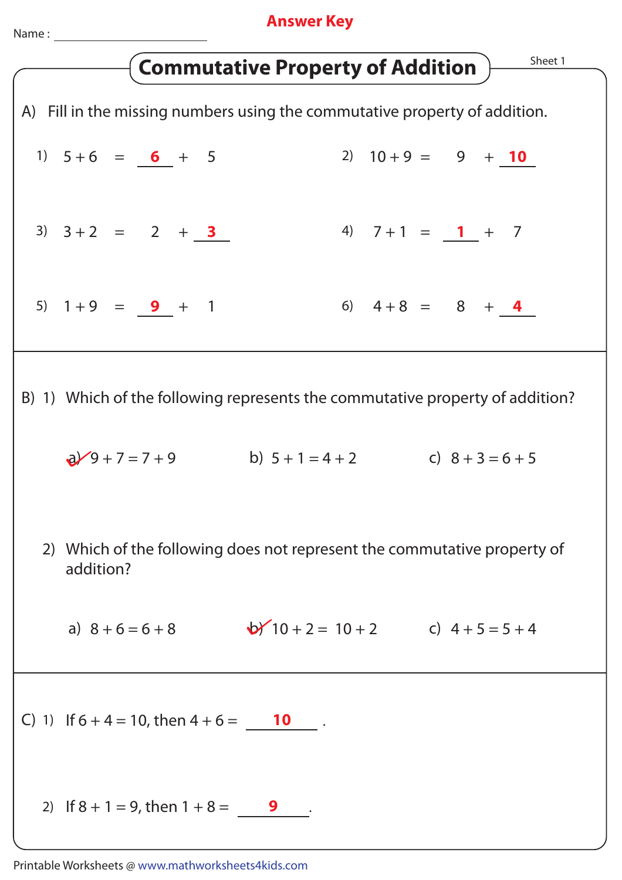Name : ____________________

**Answer Key**

# Commutative Property of Addition

Sheet 1

A) Fill in the missing numbers using the commutative property of addition.

1) $5 + 6 = \underline{6} + 5$

2) $10 + 9 = 9 + \underline{10}$

3) $3 + 2 = 2 + \underline{3}$

4) $7 + 1 = \underline{1} + 7$

5) $1 + 9 = \underline{9} + 1$

6) $4 + 8 = 8 + \underline{4}$

B) 1) Which of the following represents the commutative property of addition?

a) ✓ $9 + 7 = 7 + 9$    b) $5 + 1 = 4 + 2$    c) $8 + 3 = 6 + 5$

2) Which of the following does not represent the commutative property of addition?

a) $8 + 6 = 6 + 8$    b) ✓ $10 + 2 = 10 + 2$    c) $4 + 5 = 5 + 4$

C) 1) If $6 + 4 = 10$, then $4 + 6 = \underline{10}$.

2) If $8 + 1 = 9$, then $1 + 8 = \underline{9}$.

Printable Worksheets @ www.mathworksheets4kids.com